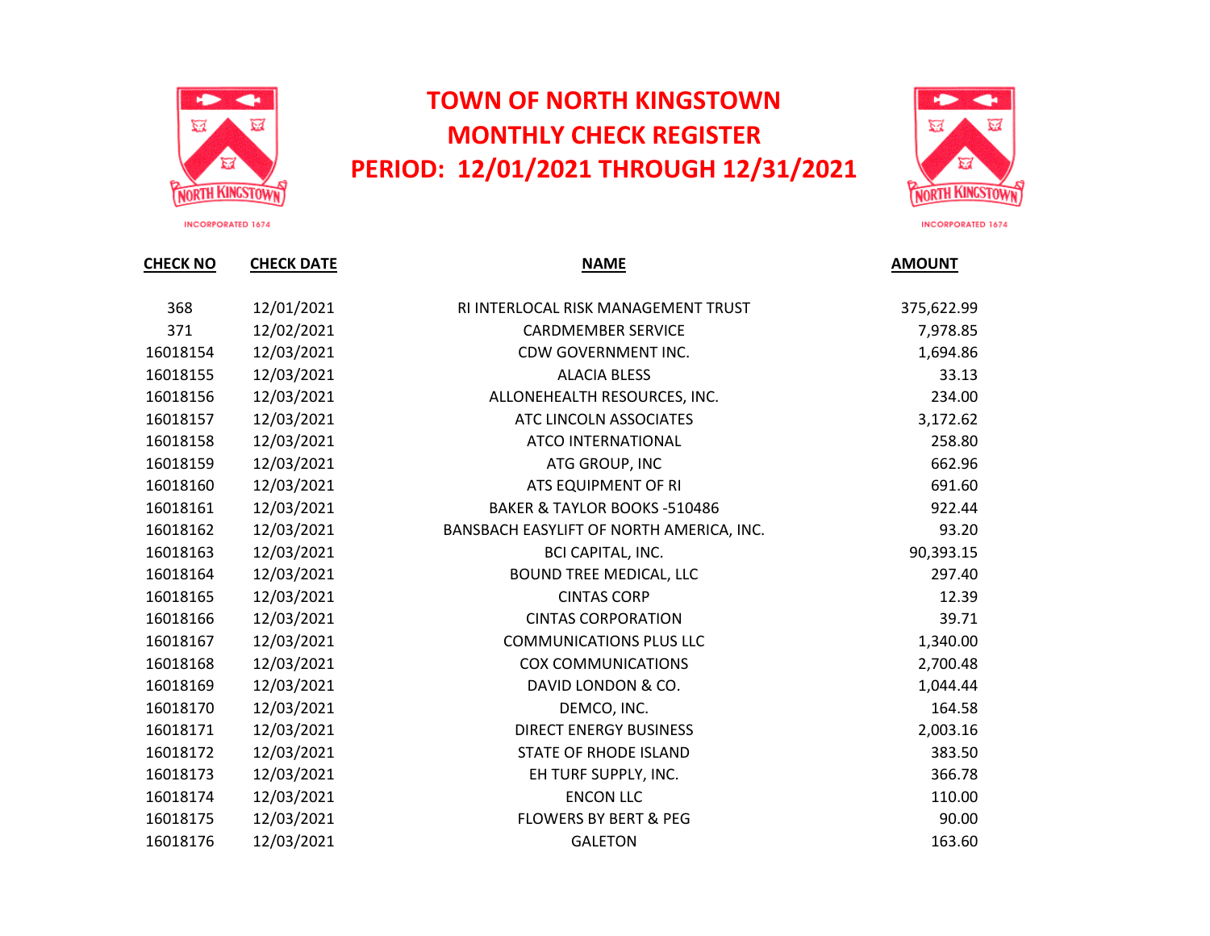# TOWN OF NORTH KINGSTOWN
## MONTHLY CHECK REGISTER
## PERIOD: 12/01/2021 THROUGH 12/31/2021

| CHECK NO | CHECK DATE | NAME | AMOUNT |
|---|---|---|---|
| 368 | 12/01/2021 | RI INTERLOCAL RISK MANAGEMENT TRUST | 375,622.99 |
| 371 | 12/02/2021 | CARDMEMBER SERVICE | 7,978.85 |
| 16018154 | 12/03/2021 | CDW GOVERNMENT INC. | 1,694.86 |
| 16018155 | 12/03/2021 | ALACIA BLESS | 33.13 |
| 16018156 | 12/03/2021 | ALLONEHEALTH RESOURCES, INC. | 234.00 |
| 16018157 | 12/03/2021 | ATC LINCOLN ASSOCIATES | 3,172.62 |
| 16018158 | 12/03/2021 | ATCO INTERNATIONAL | 258.80 |
| 16018159 | 12/03/2021 | ATG GROUP, INC | 662.96 |
| 16018160 | 12/03/2021 | ATS EQUIPMENT OF RI | 691.60 |
| 16018161 | 12/03/2021 | BAKER & TAYLOR BOOKS -510486 | 922.44 |
| 16018162 | 12/03/2021 | BANSBACH EASYLIFT OF NORTH AMERICA, INC. | 93.20 |
| 16018163 | 12/03/2021 | BCI CAPITAL, INC. | 90,393.15 |
| 16018164 | 12/03/2021 | BOUND TREE MEDICAL, LLC | 297.40 |
| 16018165 | 12/03/2021 | CINTAS CORP | 12.39 |
| 16018166 | 12/03/2021 | CINTAS CORPORATION | 39.71 |
| 16018167 | 12/03/2021 | COMMUNICATIONS PLUS LLC | 1,340.00 |
| 16018168 | 12/03/2021 | COX COMMUNICATIONS | 2,700.48 |
| 16018169 | 12/03/2021 | DAVID LONDON & CO. | 1,044.44 |
| 16018170 | 12/03/2021 | DEMCO, INC. | 164.58 |
| 16018171 | 12/03/2021 | DIRECT ENERGY BUSINESS | 2,003.16 |
| 16018172 | 12/03/2021 | STATE OF RHODE ISLAND | 383.50 |
| 16018173 | 12/03/2021 | EH TURF SUPPLY, INC. | 366.78 |
| 16018174 | 12/03/2021 | ENCON LLC | 110.00 |
| 16018175 | 12/03/2021 | FLOWERS BY BERT & PEG | 90.00 |
| 16018176 | 12/03/2021 | GALETON | 163.60 |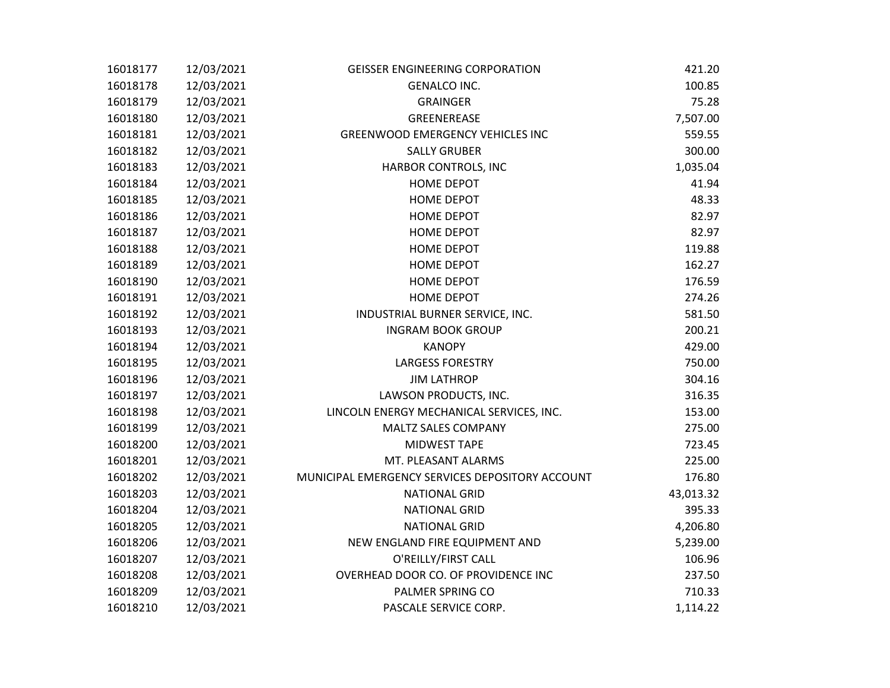| | | | |
|---|---|---|---|
| 16018177 | 12/03/2021 | GEISSER ENGINEERING CORPORATION | 421.20 |
| 16018178 | 12/03/2021 | GENALCO INC. | 100.85 |
| 16018179 | 12/03/2021 | GRAINGER | 75.28 |
| 16018180 | 12/03/2021 | GREENEREASE | 7,507.00 |
| 16018181 | 12/03/2021 | GREENWOOD EMERGENCY VEHICLES INC | 559.55 |
| 16018182 | 12/03/2021 | SALLY GRUBER | 300.00 |
| 16018183 | 12/03/2021 | HARBOR CONTROLS, INC | 1,035.04 |
| 16018184 | 12/03/2021 | HOME DEPOT | 41.94 |
| 16018185 | 12/03/2021 | HOME DEPOT | 48.33 |
| 16018186 | 12/03/2021 | HOME DEPOT | 82.97 |
| 16018187 | 12/03/2021 | HOME DEPOT | 82.97 |
| 16018188 | 12/03/2021 | HOME DEPOT | 119.88 |
| 16018189 | 12/03/2021 | HOME DEPOT | 162.27 |
| 16018190 | 12/03/2021 | HOME DEPOT | 176.59 |
| 16018191 | 12/03/2021 | HOME DEPOT | 274.26 |
| 16018192 | 12/03/2021 | INDUSTRIAL BURNER SERVICE, INC. | 581.50 |
| 16018193 | 12/03/2021 | INGRAM BOOK GROUP | 200.21 |
| 16018194 | 12/03/2021 | KANOPY | 429.00 |
| 16018195 | 12/03/2021 | LARGESS FORESTRY | 750.00 |
| 16018196 | 12/03/2021 | JIM LATHROP | 304.16 |
| 16018197 | 12/03/2021 | LAWSON PRODUCTS, INC. | 316.35 |
| 16018198 | 12/03/2021 | LINCOLN ENERGY MECHANICAL SERVICES, INC. | 153.00 |
| 16018199 | 12/03/2021 | MALTZ SALES COMPANY | 275.00 |
| 16018200 | 12/03/2021 | MIDWEST TAPE | 723.45 |
| 16018201 | 12/03/2021 | MT. PLEASANT ALARMS | 225.00 |
| 16018202 | 12/03/2021 | MUNICIPAL EMERGENCY SERVICES DEPOSITORY ACCOUNT | 176.80 |
| 16018203 | 12/03/2021 | NATIONAL GRID | 43,013.32 |
| 16018204 | 12/03/2021 | NATIONAL GRID | 395.33 |
| 16018205 | 12/03/2021 | NATIONAL GRID | 4,206.80 |
| 16018206 | 12/03/2021 | NEW ENGLAND FIRE EQUIPMENT AND | 5,239.00 |
| 16018207 | 12/03/2021 | O'REILLY/FIRST CALL | 106.96 |
| 16018208 | 12/03/2021 | OVERHEAD DOOR CO. OF PROVIDENCE INC | 237.50 |
| 16018209 | 12/03/2021 | PALMER SPRING CO | 710.33 |
| 16018210 | 12/03/2021 | PASCALE SERVICE CORP. | 1,114.22 |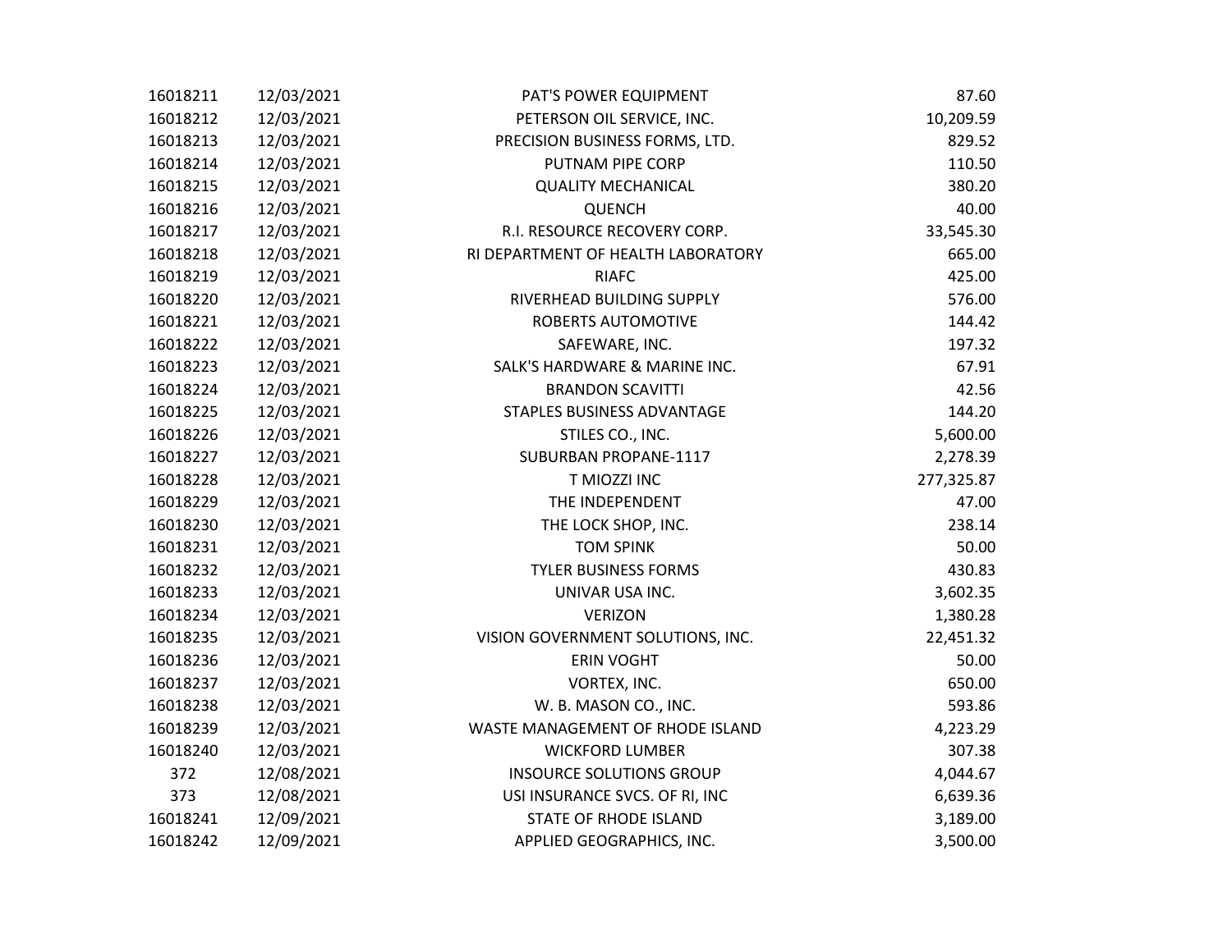| | | | |
|---|---|---|---|
| 16018211 | 12/03/2021 | PAT'S POWER EQUIPMENT | 87.60 |
| 16018212 | 12/03/2021 | PETERSON OIL SERVICE, INC. | 10,209.59 |
| 16018213 | 12/03/2021 | PRECISION BUSINESS FORMS, LTD. | 829.52 |
| 16018214 | 12/03/2021 | PUTNAM PIPE CORP | 110.50 |
| 16018215 | 12/03/2021 | QUALITY MECHANICAL | 380.20 |
| 16018216 | 12/03/2021 | QUENCH | 40.00 |
| 16018217 | 12/03/2021 | R.I. RESOURCE RECOVERY CORP. | 33,545.30 |
| 16018218 | 12/03/2021 | RI DEPARTMENT OF HEALTH LABORATORY | 665.00 |
| 16018219 | 12/03/2021 | RIAFC | 425.00 |
| 16018220 | 12/03/2021 | RIVERHEAD BUILDING SUPPLY | 576.00 |
| 16018221 | 12/03/2021 | ROBERTS AUTOMOTIVE | 144.42 |
| 16018222 | 12/03/2021 | SAFEWARE, INC. | 197.32 |
| 16018223 | 12/03/2021 | SALK'S HARDWARE & MARINE INC. | 67.91 |
| 16018224 | 12/03/2021 | BRANDON SCAVITTI | 42.56 |
| 16018225 | 12/03/2021 | STAPLES BUSINESS ADVANTAGE | 144.20 |
| 16018226 | 12/03/2021 | STILES CO., INC. | 5,600.00 |
| 16018227 | 12/03/2021 | SUBURBAN PROPANE-1117 | 2,278.39 |
| 16018228 | 12/03/2021 | T MIOZZI INC | 277,325.87 |
| 16018229 | 12/03/2021 | THE INDEPENDENT | 47.00 |
| 16018230 | 12/03/2021 | THE LOCK SHOP, INC. | 238.14 |
| 16018231 | 12/03/2021 | TOM SPINK | 50.00 |
| 16018232 | 12/03/2021 | TYLER BUSINESS FORMS | 430.83 |
| 16018233 | 12/03/2021 | UNIVAR USA INC. | 3,602.35 |
| 16018234 | 12/03/2021 | VERIZON | 1,380.28 |
| 16018235 | 12/03/2021 | VISION GOVERNMENT SOLUTIONS, INC. | 22,451.32 |
| 16018236 | 12/03/2021 | ERIN VOGHT | 50.00 |
| 16018237 | 12/03/2021 | VORTEX, INC. | 650.00 |
| 16018238 | 12/03/2021 | W. B. MASON CO., INC. | 593.86 |
| 16018239 | 12/03/2021 | WASTE MANAGEMENT OF RHODE ISLAND | 4,223.29 |
| 16018240 | 12/03/2021 | WICKFORD LUMBER | 307.38 |
| 372 | 12/08/2021 | INSOURCE SOLUTIONS GROUP | 4,044.67 |
| 373 | 12/08/2021 | USI INSURANCE SVCS. OF RI, INC | 6,639.36 |
| 16018241 | 12/09/2021 | STATE OF RHODE ISLAND | 3,189.00 |
| 16018242 | 12/09/2021 | APPLIED GEOGRAPHICS, INC. | 3,500.00 |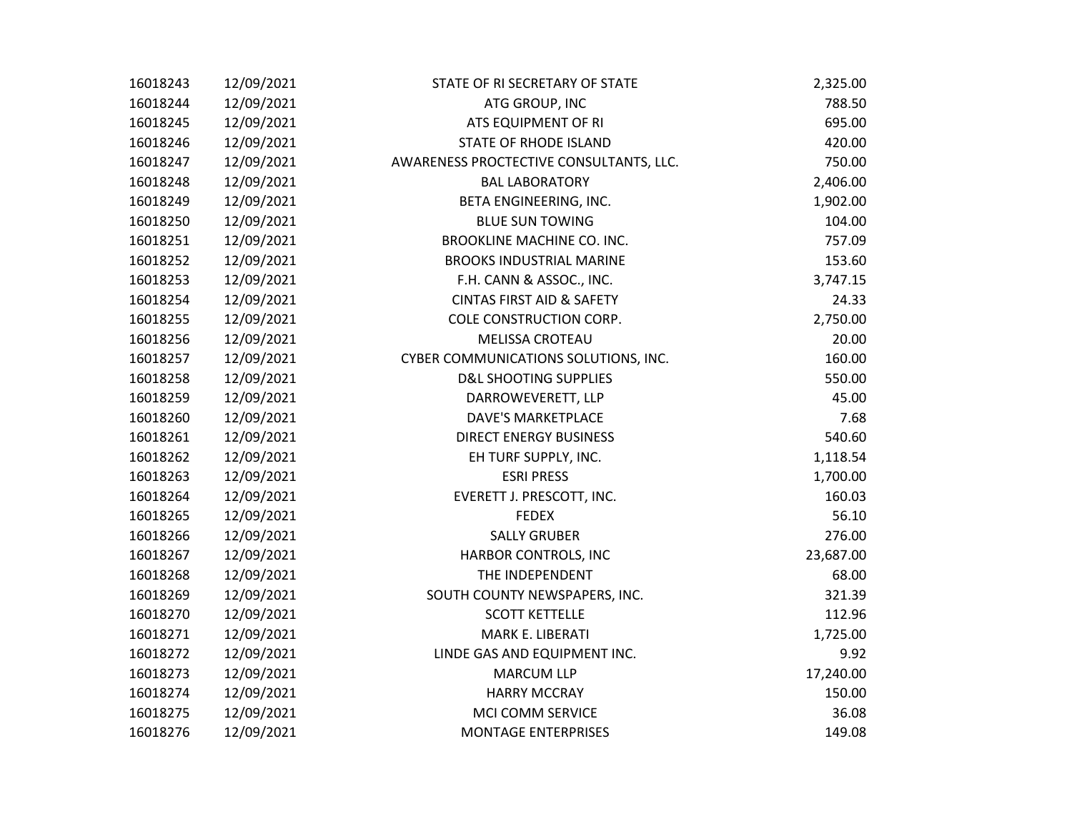| | | | |
|---|---|---|---|
| 16018243 | 12/09/2021 | STATE OF RI SECRETARY OF STATE | 2,325.00 |
| 16018244 | 12/09/2021 | ATG GROUP, INC | 788.50 |
| 16018245 | 12/09/2021 | ATS EQUIPMENT OF RI | 695.00 |
| 16018246 | 12/09/2021 | STATE OF RHODE ISLAND | 420.00 |
| 16018247 | 12/09/2021 | AWARENESS PROCTECTIVE CONSULTANTS, LLC. | 750.00 |
| 16018248 | 12/09/2021 | BAL LABORATORY | 2,406.00 |
| 16018249 | 12/09/2021 | BETA ENGINEERING, INC. | 1,902.00 |
| 16018250 | 12/09/2021 | BLUE SUN TOWING | 104.00 |
| 16018251 | 12/09/2021 | BROOKLINE MACHINE CO. INC. | 757.09 |
| 16018252 | 12/09/2021 | BROOKS INDUSTRIAL MARINE | 153.60 |
| 16018253 | 12/09/2021 | F.H. CANN & ASSOC., INC. | 3,747.15 |
| 16018254 | 12/09/2021 | CINTAS FIRST AID & SAFETY | 24.33 |
| 16018255 | 12/09/2021 | COLE CONSTRUCTION CORP. | 2,750.00 |
| 16018256 | 12/09/2021 | MELISSA CROTEAU | 20.00 |
| 16018257 | 12/09/2021 | CYBER COMMUNICATIONS SOLUTIONS, INC. | 160.00 |
| 16018258 | 12/09/2021 | D&L SHOOTING SUPPLIES | 550.00 |
| 16018259 | 12/09/2021 | DARROWEVERETT, LLP | 45.00 |
| 16018260 | 12/09/2021 | DAVE'S MARKETPLACE | 7.68 |
| 16018261 | 12/09/2021 | DIRECT ENERGY BUSINESS | 540.60 |
| 16018262 | 12/09/2021 | EH TURF SUPPLY, INC. | 1,118.54 |
| 16018263 | 12/09/2021 | ESRI PRESS | 1,700.00 |
| 16018264 | 12/09/2021 | EVERETT J. PRESCOTT, INC. | 160.03 |
| 16018265 | 12/09/2021 | FEDEX | 56.10 |
| 16018266 | 12/09/2021 | SALLY GRUBER | 276.00 |
| 16018267 | 12/09/2021 | HARBOR CONTROLS, INC | 23,687.00 |
| 16018268 | 12/09/2021 | THE INDEPENDENT | 68.00 |
| 16018269 | 12/09/2021 | SOUTH COUNTY NEWSPAPERS, INC. | 321.39 |
| 16018270 | 12/09/2021 | SCOTT KETTELLE | 112.96 |
| 16018271 | 12/09/2021 | MARK E. LIBERATI | 1,725.00 |
| 16018272 | 12/09/2021 | LINDE GAS AND EQUIPMENT INC. | 9.92 |
| 16018273 | 12/09/2021 | MARCUM LLP | 17,240.00 |
| 16018274 | 12/09/2021 | HARRY MCCRAY | 150.00 |
| 16018275 | 12/09/2021 | MCI COMM SERVICE | 36.08 |
| 16018276 | 12/09/2021 | MONTAGE ENTERPRISES | 149.08 |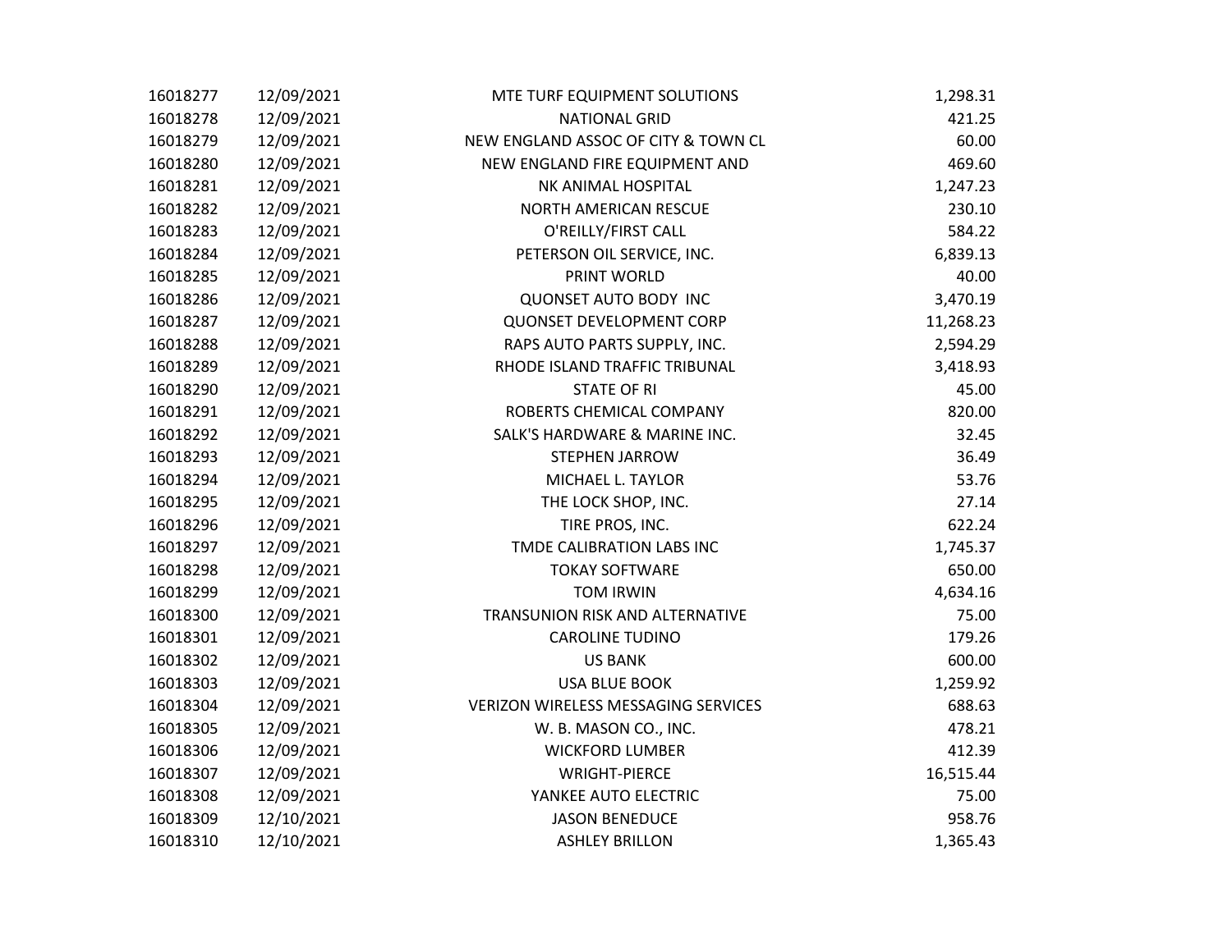| | | | |
|---|---|---|---|
| 16018277 | 12/09/2021 | MTE TURF EQUIPMENT SOLUTIONS | 1,298.31 |
| 16018278 | 12/09/2021 | NATIONAL GRID | 421.25 |
| 16018279 | 12/09/2021 | NEW ENGLAND ASSOC OF CITY & TOWN CL | 60.00 |
| 16018280 | 12/09/2021 | NEW ENGLAND FIRE EQUIPMENT AND | 469.60 |
| 16018281 | 12/09/2021 | NK ANIMAL HOSPITAL | 1,247.23 |
| 16018282 | 12/09/2021 | NORTH AMERICAN RESCUE | 230.10 |
| 16018283 | 12/09/2021 | O'REILLY/FIRST CALL | 584.22 |
| 16018284 | 12/09/2021 | PETERSON OIL SERVICE, INC. | 6,839.13 |
| 16018285 | 12/09/2021 | PRINT WORLD | 40.00 |
| 16018286 | 12/09/2021 | QUONSET AUTO BODY INC | 3,470.19 |
| 16018287 | 12/09/2021 | QUONSET DEVELOPMENT CORP | 11,268.23 |
| 16018288 | 12/09/2021 | RAPS AUTO PARTS SUPPLY, INC. | 2,594.29 |
| 16018289 | 12/09/2021 | RHODE ISLAND TRAFFIC TRIBUNAL | 3,418.93 |
| 16018290 | 12/09/2021 | STATE OF RI | 45.00 |
| 16018291 | 12/09/2021 | ROBERTS CHEMICAL COMPANY | 820.00 |
| 16018292 | 12/09/2021 | SALK'S HARDWARE & MARINE INC. | 32.45 |
| 16018293 | 12/09/2021 | STEPHEN JARROW | 36.49 |
| 16018294 | 12/09/2021 | MICHAEL L. TAYLOR | 53.76 |
| 16018295 | 12/09/2021 | THE LOCK SHOP, INC. | 27.14 |
| 16018296 | 12/09/2021 | TIRE PROS, INC. | 622.24 |
| 16018297 | 12/09/2021 | TMDE CALIBRATION LABS INC | 1,745.37 |
| 16018298 | 12/09/2021 | TOKAY SOFTWARE | 650.00 |
| 16018299 | 12/09/2021 | TOM IRWIN | 4,634.16 |
| 16018300 | 12/09/2021 | TRANSUNION RISK AND ALTERNATIVE | 75.00 |
| 16018301 | 12/09/2021 | CAROLINE TUDINO | 179.26 |
| 16018302 | 12/09/2021 | US BANK | 600.00 |
| 16018303 | 12/09/2021 | USA BLUE BOOK | 1,259.92 |
| 16018304 | 12/09/2021 | VERIZON WIRELESS MESSAGING SERVICES | 688.63 |
| 16018305 | 12/09/2021 | W. B. MASON CO., INC. | 478.21 |
| 16018306 | 12/09/2021 | WICKFORD LUMBER | 412.39 |
| 16018307 | 12/09/2021 | WRIGHT-PIERCE | 16,515.44 |
| 16018308 | 12/09/2021 | YANKEE AUTO ELECTRIC | 75.00 |
| 16018309 | 12/10/2021 | JASON BENEDUCE | 958.76 |
| 16018310 | 12/10/2021 | ASHLEY BRILLON | 1,365.43 |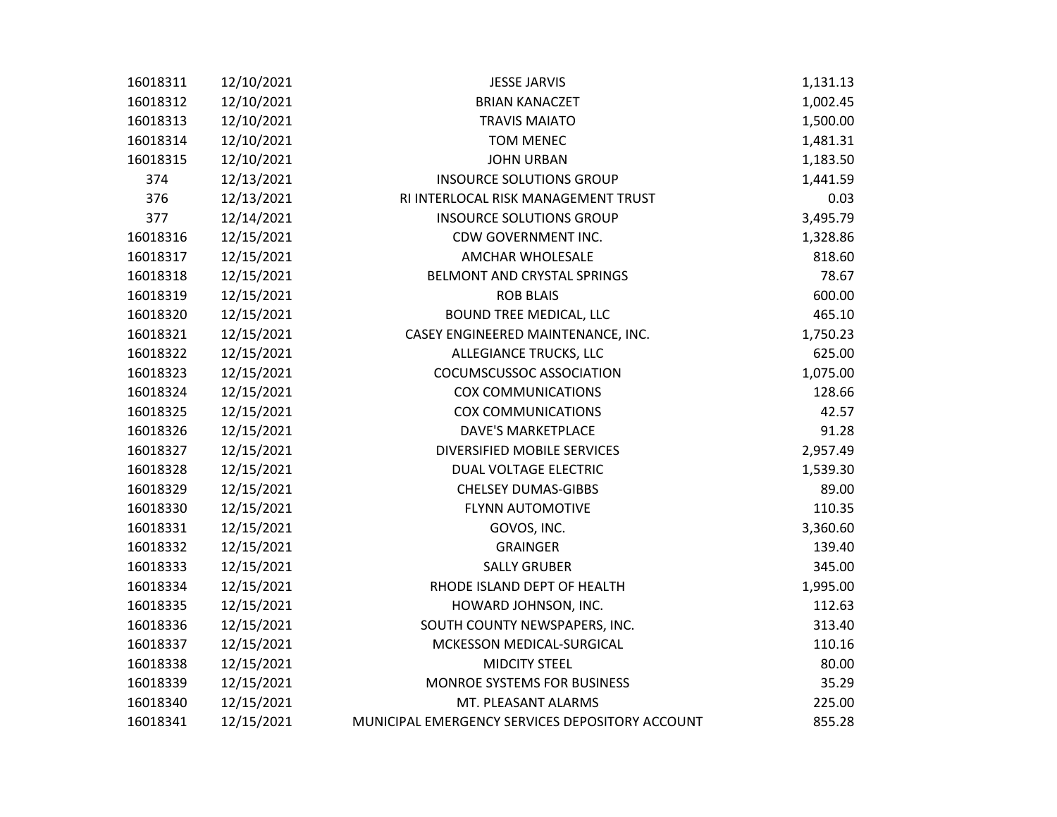| | | | |
|---|---|---|---|
| 16018311 | 12/10/2021 | JESSE JARVIS | 1,131.13 |
| 16018312 | 12/10/2021 | BRIAN KANACZET | 1,002.45 |
| 16018313 | 12/10/2021 | TRAVIS MAIATO | 1,500.00 |
| 16018314 | 12/10/2021 | TOM MENEC | 1,481.31 |
| 16018315 | 12/10/2021 | JOHN URBAN | 1,183.50 |
| 374 | 12/13/2021 | INSOURCE SOLUTIONS GROUP | 1,441.59 |
| 376 | 12/13/2021 | RI INTERLOCAL RISK MANAGEMENT TRUST | 0.03 |
| 377 | 12/14/2021 | INSOURCE SOLUTIONS GROUP | 3,495.79 |
| 16018316 | 12/15/2021 | CDW GOVERNMENT INC. | 1,328.86 |
| 16018317 | 12/15/2021 | AMCHAR WHOLESALE | 818.60 |
| 16018318 | 12/15/2021 | BELMONT AND CRYSTAL SPRINGS | 78.67 |
| 16018319 | 12/15/2021 | ROB BLAIS | 600.00 |
| 16018320 | 12/15/2021 | BOUND TREE MEDICAL, LLC | 465.10 |
| 16018321 | 12/15/2021 | CASEY ENGINEERED MAINTENANCE, INC. | 1,750.23 |
| 16018322 | 12/15/2021 | ALLEGIANCE TRUCKS, LLC | 625.00 |
| 16018323 | 12/15/2021 | COCUMSCUSSOC ASSOCIATION | 1,075.00 |
| 16018324 | 12/15/2021 | COX COMMUNICATIONS | 128.66 |
| 16018325 | 12/15/2021 | COX COMMUNICATIONS | 42.57 |
| 16018326 | 12/15/2021 | DAVE'S MARKETPLACE | 91.28 |
| 16018327 | 12/15/2021 | DIVERSIFIED MOBILE SERVICES | 2,957.49 |
| 16018328 | 12/15/2021 | DUAL VOLTAGE ELECTRIC | 1,539.30 |
| 16018329 | 12/15/2021 | CHELSEY DUMAS-GIBBS | 89.00 |
| 16018330 | 12/15/2021 | FLYNN AUTOMOTIVE | 110.35 |
| 16018331 | 12/15/2021 | GOVOS, INC. | 3,360.60 |
| 16018332 | 12/15/2021 | GRAINGER | 139.40 |
| 16018333 | 12/15/2021 | SALLY GRUBER | 345.00 |
| 16018334 | 12/15/2021 | RHODE ISLAND DEPT OF HEALTH | 1,995.00 |
| 16018335 | 12/15/2021 | HOWARD JOHNSON, INC. | 112.63 |
| 16018336 | 12/15/2021 | SOUTH COUNTY NEWSPAPERS, INC. | 313.40 |
| 16018337 | 12/15/2021 | MCKESSON MEDICAL-SURGICAL | 110.16 |
| 16018338 | 12/15/2021 | MIDCITY STEEL | 80.00 |
| 16018339 | 12/15/2021 | MONROE SYSTEMS FOR BUSINESS | 35.29 |
| 16018340 | 12/15/2021 | MT. PLEASANT ALARMS | 225.00 |
| 16018341 | 12/15/2021 | MUNICIPAL EMERGENCY SERVICES DEPOSITORY ACCOUNT | 855.28 |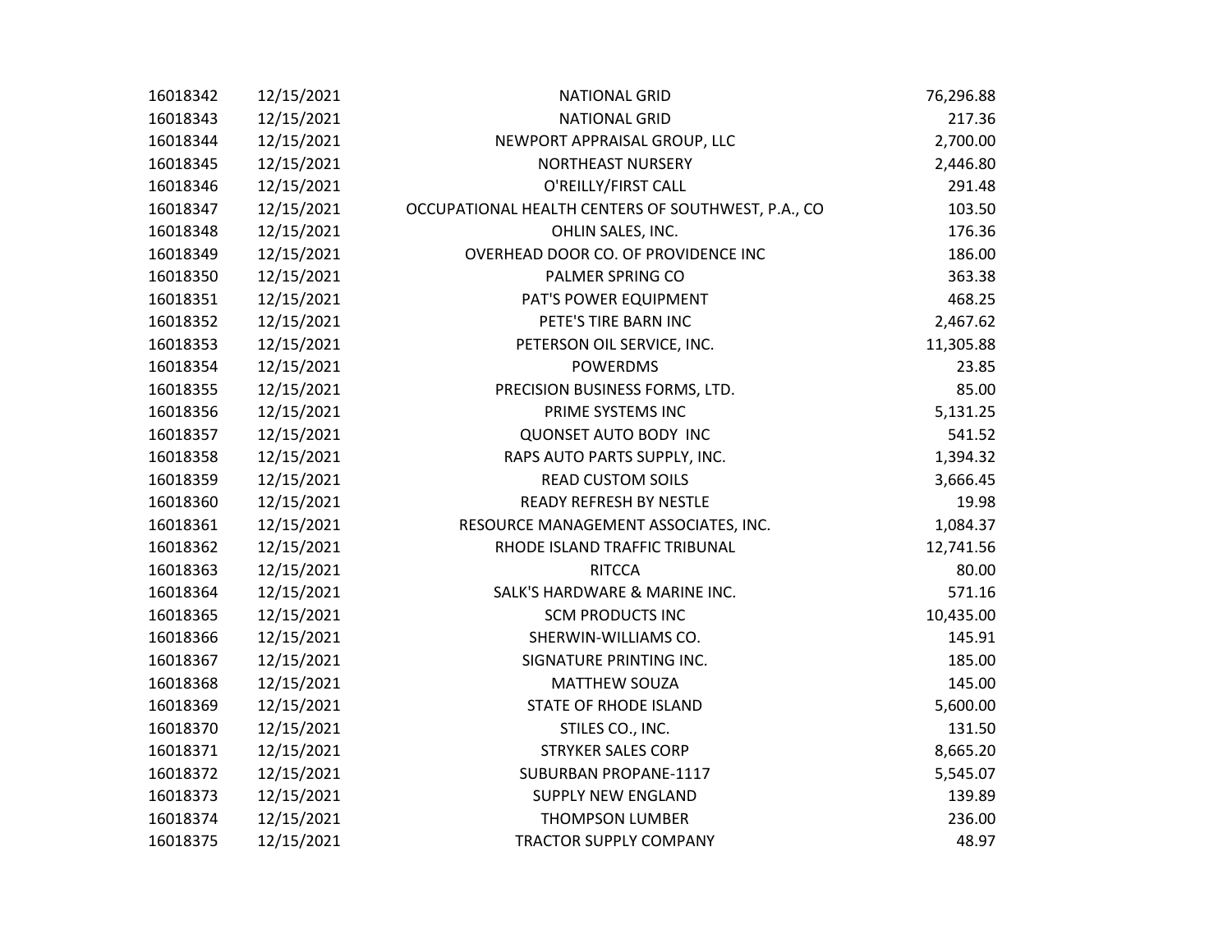| | | | |
|---|---|---|---|
| 16018342 | 12/15/2021 | NATIONAL GRID | 76,296.88 |
| 16018343 | 12/15/2021 | NATIONAL GRID | 217.36 |
| 16018344 | 12/15/2021 | NEWPORT APPRAISAL GROUP, LLC | 2,700.00 |
| 16018345 | 12/15/2021 | NORTHEAST NURSERY | 2,446.80 |
| 16018346 | 12/15/2021 | O'REILLY/FIRST CALL | 291.48 |
| 16018347 | 12/15/2021 | OCCUPATIONAL HEALTH CENTERS OF SOUTHWEST, P.A., CO | 103.50 |
| 16018348 | 12/15/2021 | OHLIN SALES, INC. | 176.36 |
| 16018349 | 12/15/2021 | OVERHEAD DOOR CO. OF PROVIDENCE INC | 186.00 |
| 16018350 | 12/15/2021 | PALMER SPRING CO | 363.38 |
| 16018351 | 12/15/2021 | PAT'S POWER EQUIPMENT | 468.25 |
| 16018352 | 12/15/2021 | PETE'S TIRE BARN INC | 2,467.62 |
| 16018353 | 12/15/2021 | PETERSON OIL SERVICE, INC. | 11,305.88 |
| 16018354 | 12/15/2021 | POWERDMS | 23.85 |
| 16018355 | 12/15/2021 | PRECISION BUSINESS FORMS, LTD. | 85.00 |
| 16018356 | 12/15/2021 | PRIME SYSTEMS INC | 5,131.25 |
| 16018357 | 12/15/2021 | QUONSET AUTO BODY INC | 541.52 |
| 16018358 | 12/15/2021 | RAPS AUTO PARTS SUPPLY, INC. | 1,394.32 |
| 16018359 | 12/15/2021 | READ CUSTOM SOILS | 3,666.45 |
| 16018360 | 12/15/2021 | READY REFRESH BY NESTLE | 19.98 |
| 16018361 | 12/15/2021 | RESOURCE MANAGEMENT ASSOCIATES, INC. | 1,084.37 |
| 16018362 | 12/15/2021 | RHODE ISLAND TRAFFIC TRIBUNAL | 12,741.56 |
| 16018363 | 12/15/2021 | RITCCA | 80.00 |
| 16018364 | 12/15/2021 | SALK'S HARDWARE & MARINE INC. | 571.16 |
| 16018365 | 12/15/2021 | SCM PRODUCTS INC | 10,435.00 |
| 16018366 | 12/15/2021 | SHERWIN-WILLIAMS CO. | 145.91 |
| 16018367 | 12/15/2021 | SIGNATURE PRINTING INC. | 185.00 |
| 16018368 | 12/15/2021 | MATTHEW SOUZA | 145.00 |
| 16018369 | 12/15/2021 | STATE OF RHODE ISLAND | 5,600.00 |
| 16018370 | 12/15/2021 | STILES CO., INC. | 131.50 |
| 16018371 | 12/15/2021 | STRYKER SALES CORP | 8,665.20 |
| 16018372 | 12/15/2021 | SUBURBAN PROPANE-1117 | 5,545.07 |
| 16018373 | 12/15/2021 | SUPPLY NEW ENGLAND | 139.89 |
| 16018374 | 12/15/2021 | THOMPSON LUMBER | 236.00 |
| 16018375 | 12/15/2021 | TRACTOR SUPPLY COMPANY | 48.97 |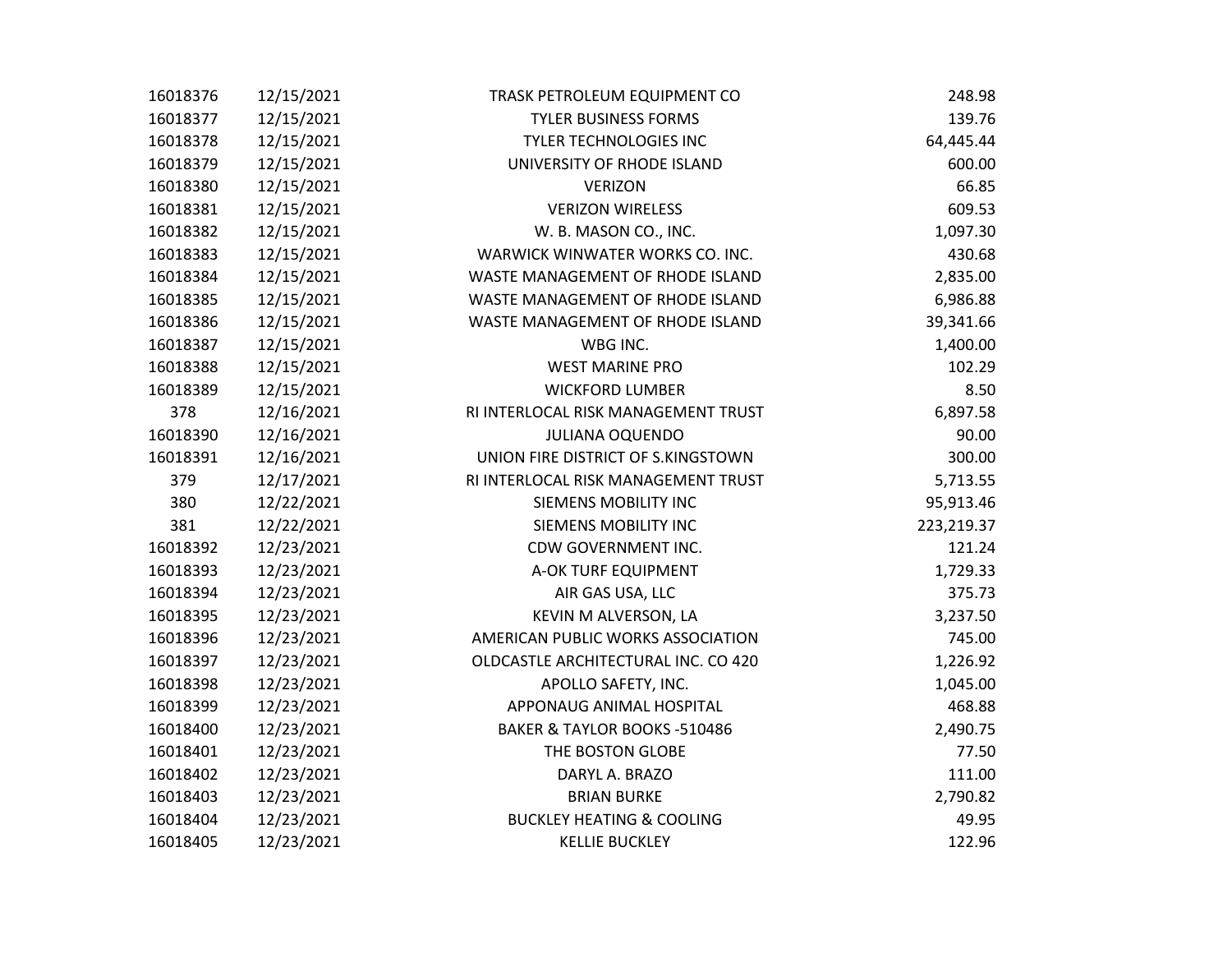| | | | |
|---|---|---|---|
| 16018376 | 12/15/2021 | TRASK PETROLEUM EQUIPMENT CO | 248.98 |
| 16018377 | 12/15/2021 | TYLER BUSINESS FORMS | 139.76 |
| 16018378 | 12/15/2021 | TYLER TECHNOLOGIES INC | 64,445.44 |
| 16018379 | 12/15/2021 | UNIVERSITY OF RHODE ISLAND | 600.00 |
| 16018380 | 12/15/2021 | VERIZON | 66.85 |
| 16018381 | 12/15/2021 | VERIZON WIRELESS | 609.53 |
| 16018382 | 12/15/2021 | W. B. MASON CO., INC. | 1,097.30 |
| 16018383 | 12/15/2021 | WARWICK WINWATER WORKS CO. INC. | 430.68 |
| 16018384 | 12/15/2021 | WASTE MANAGEMENT OF RHODE ISLAND | 2,835.00 |
| 16018385 | 12/15/2021 | WASTE MANAGEMENT OF RHODE ISLAND | 6,986.88 |
| 16018386 | 12/15/2021 | WASTE MANAGEMENT OF RHODE ISLAND | 39,341.66 |
| 16018387 | 12/15/2021 | WBG INC. | 1,400.00 |
| 16018388 | 12/15/2021 | WEST MARINE PRO | 102.29 |
| 16018389 | 12/15/2021 | WICKFORD LUMBER | 8.50 |
| 378 | 12/16/2021 | RI INTERLOCAL RISK MANAGEMENT TRUST | 6,897.58 |
| 16018390 | 12/16/2021 | JULIANA OQUENDO | 90.00 |
| 16018391 | 12/16/2021 | UNION FIRE DISTRICT OF S.KINGSTOWN | 300.00 |
| 379 | 12/17/2021 | RI INTERLOCAL RISK MANAGEMENT TRUST | 5,713.55 |
| 380 | 12/22/2021 | SIEMENS MOBILITY INC | 95,913.46 |
| 381 | 12/22/2021 | SIEMENS MOBILITY INC | 223,219.37 |
| 16018392 | 12/23/2021 | CDW GOVERNMENT INC. | 121.24 |
| 16018393 | 12/23/2021 | A-OK TURF EQUIPMENT | 1,729.33 |
| 16018394 | 12/23/2021 | AIR GAS USA, LLC | 375.73 |
| 16018395 | 12/23/2021 | KEVIN M ALVERSON, LA | 3,237.50 |
| 16018396 | 12/23/2021 | AMERICAN PUBLIC WORKS ASSOCIATION | 745.00 |
| 16018397 | 12/23/2021 | OLDCASTLE ARCHITECTURAL INC. CO 420 | 1,226.92 |
| 16018398 | 12/23/2021 | APOLLO SAFETY, INC. | 1,045.00 |
| 16018399 | 12/23/2021 | APPONAUG ANIMAL HOSPITAL | 468.88 |
| 16018400 | 12/23/2021 | BAKER & TAYLOR BOOKS -510486 | 2,490.75 |
| 16018401 | 12/23/2021 | THE BOSTON GLOBE | 77.50 |
| 16018402 | 12/23/2021 | DARYL A. BRAZO | 111.00 |
| 16018403 | 12/23/2021 | BRIAN BURKE | 2,790.82 |
| 16018404 | 12/23/2021 | BUCKLEY HEATING & COOLING | 49.95 |
| 16018405 | 12/23/2021 | KELLIE BUCKLEY | 122.96 |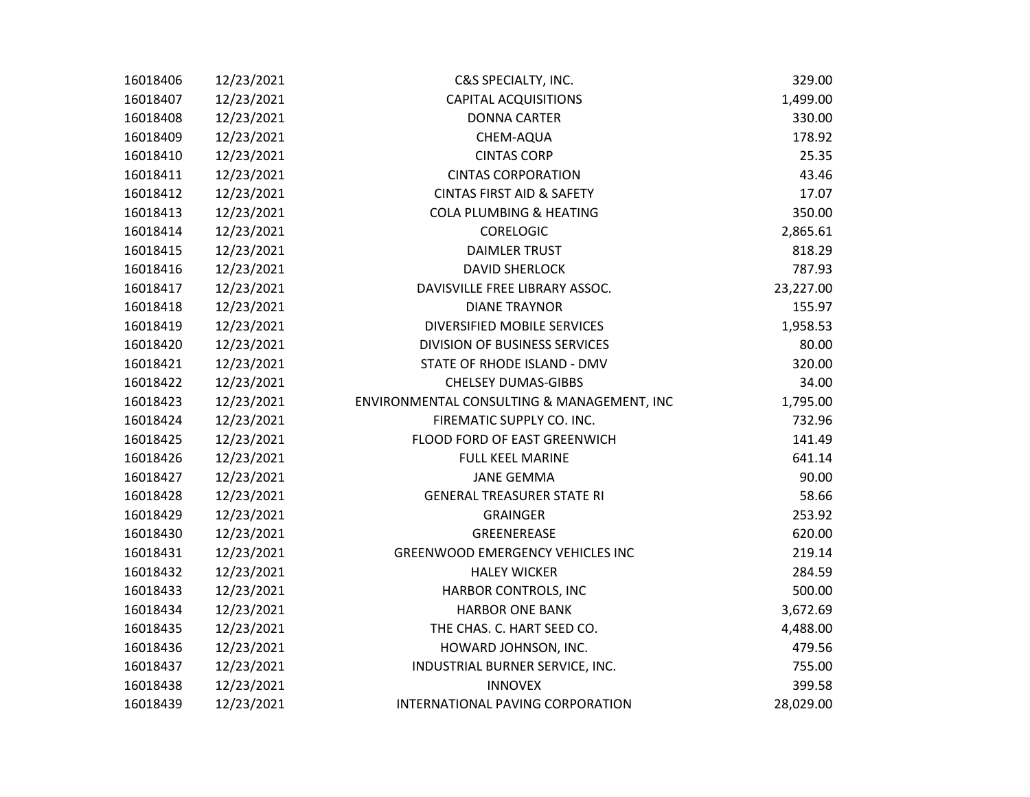| | | | |
|---|---|---|---|
| 16018406 | 12/23/2021 | C&S SPECIALTY, INC. | 329.00 |
| 16018407 | 12/23/2021 | CAPITAL ACQUISITIONS | 1,499.00 |
| 16018408 | 12/23/2021 | DONNA CARTER | 330.00 |
| 16018409 | 12/23/2021 | CHEM-AQUA | 178.92 |
| 16018410 | 12/23/2021 | CINTAS CORP | 25.35 |
| 16018411 | 12/23/2021 | CINTAS CORPORATION | 43.46 |
| 16018412 | 12/23/2021 | CINTAS FIRST AID & SAFETY | 17.07 |
| 16018413 | 12/23/2021 | COLA PLUMBING & HEATING | 350.00 |
| 16018414 | 12/23/2021 | CORELOGIC | 2,865.61 |
| 16018415 | 12/23/2021 | DAIMLER TRUST | 818.29 |
| 16018416 | 12/23/2021 | DAVID SHERLOCK | 787.93 |
| 16018417 | 12/23/2021 | DAVISVILLE FREE LIBRARY ASSOC. | 23,227.00 |
| 16018418 | 12/23/2021 | DIANE TRAYNOR | 155.97 |
| 16018419 | 12/23/2021 | DIVERSIFIED MOBILE SERVICES | 1,958.53 |
| 16018420 | 12/23/2021 | DIVISION OF BUSINESS SERVICES | 80.00 |
| 16018421 | 12/23/2021 | STATE OF RHODE ISLAND - DMV | 320.00 |
| 16018422 | 12/23/2021 | CHELSEY DUMAS-GIBBS | 34.00 |
| 16018423 | 12/23/2021 | ENVIRONMENTAL CONSULTING & MANAGEMENT, INC | 1,795.00 |
| 16018424 | 12/23/2021 | FIREMATIC SUPPLY CO. INC. | 732.96 |
| 16018425 | 12/23/2021 | FLOOD FORD OF EAST GREENWICH | 141.49 |
| 16018426 | 12/23/2021 | FULL KEEL MARINE | 641.14 |
| 16018427 | 12/23/2021 | JANE GEMMA | 90.00 |
| 16018428 | 12/23/2021 | GENERAL TREASURER STATE RI | 58.66 |
| 16018429 | 12/23/2021 | GRAINGER | 253.92 |
| 16018430 | 12/23/2021 | GREENEREASE | 620.00 |
| 16018431 | 12/23/2021 | GREENWOOD EMERGENCY VEHICLES INC | 219.14 |
| 16018432 | 12/23/2021 | HALEY WICKER | 284.59 |
| 16018433 | 12/23/2021 | HARBOR CONTROLS, INC | 500.00 |
| 16018434 | 12/23/2021 | HARBOR ONE BANK | 3,672.69 |
| 16018435 | 12/23/2021 | THE CHAS. C. HART SEED CO. | 4,488.00 |
| 16018436 | 12/23/2021 | HOWARD JOHNSON, INC. | 479.56 |
| 16018437 | 12/23/2021 | INDUSTRIAL BURNER SERVICE, INC. | 755.00 |
| 16018438 | 12/23/2021 | INNOVEX | 399.58 |
| 16018439 | 12/23/2021 | INTERNATIONAL PAVING CORPORATION | 28,029.00 |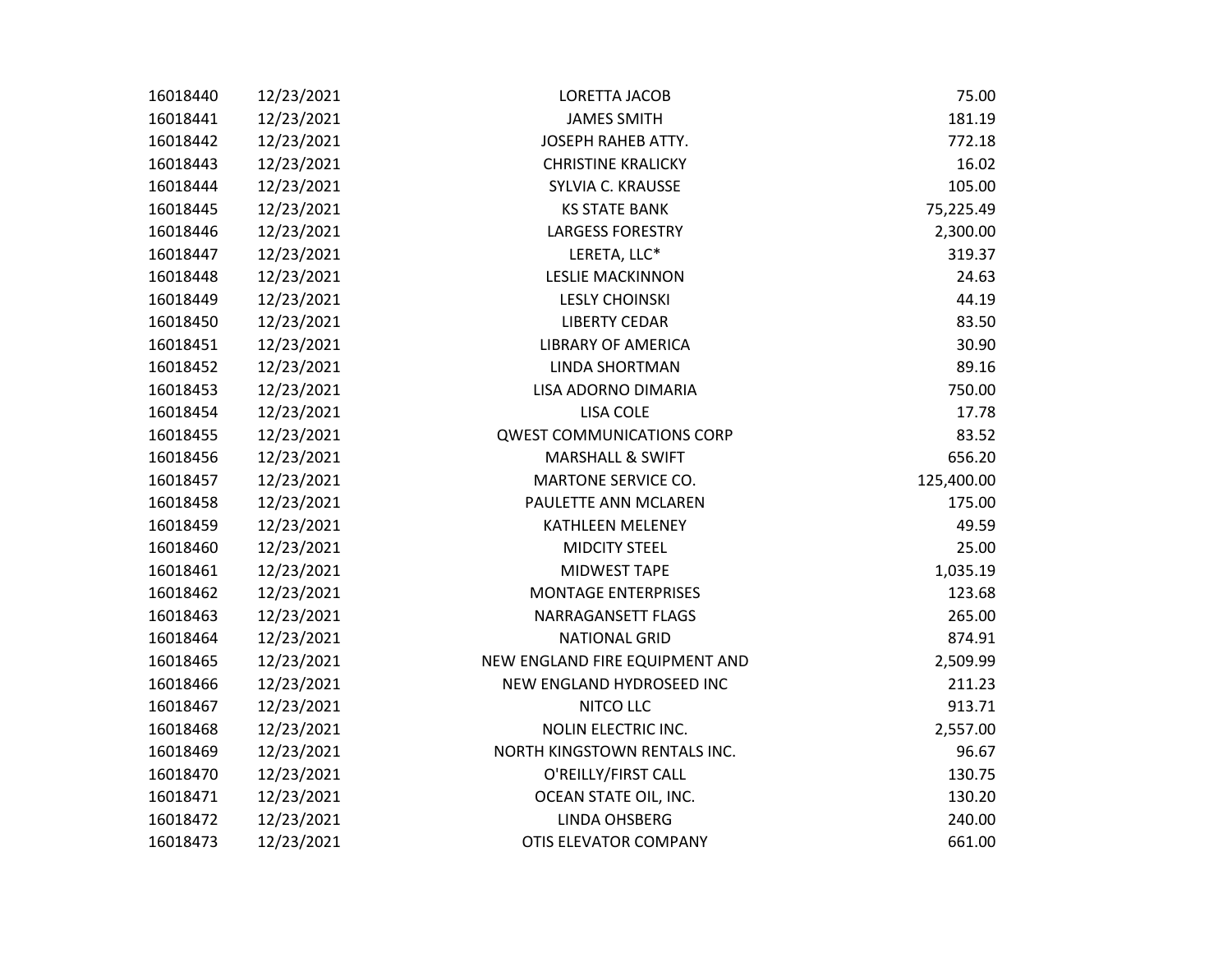| | | | |
|---|---|---|---|
| 16018440 | 12/23/2021 | LORETTA JACOB | 75.00 |
| 16018441 | 12/23/2021 | JAMES SMITH | 181.19 |
| 16018442 | 12/23/2021 | JOSEPH RAHEB ATTY. | 772.18 |
| 16018443 | 12/23/2021 | CHRISTINE KRALICKY | 16.02 |
| 16018444 | 12/23/2021 | SYLVIA C. KRAUSSE | 105.00 |
| 16018445 | 12/23/2021 | KS STATE BANK | 75,225.49 |
| 16018446 | 12/23/2021 | LARGESS FORESTRY | 2,300.00 |
| 16018447 | 12/23/2021 | LERETA, LLC* | 319.37 |
| 16018448 | 12/23/2021 | LESLIE MACKINNON | 24.63 |
| 16018449 | 12/23/2021 | LESLY CHOINSKI | 44.19 |
| 16018450 | 12/23/2021 | LIBERTY CEDAR | 83.50 |
| 16018451 | 12/23/2021 | LIBRARY OF AMERICA | 30.90 |
| 16018452 | 12/23/2021 | LINDA SHORTMAN | 89.16 |
| 16018453 | 12/23/2021 | LISA ADORNO DIMARIA | 750.00 |
| 16018454 | 12/23/2021 | LISA COLE | 17.78 |
| 16018455 | 12/23/2021 | QWEST COMMUNICATIONS CORP | 83.52 |
| 16018456 | 12/23/2021 | MARSHALL & SWIFT | 656.20 |
| 16018457 | 12/23/2021 | MARTONE SERVICE CO. | 125,400.00 |
| 16018458 | 12/23/2021 | PAULETTE ANN MCLAREN | 175.00 |
| 16018459 | 12/23/2021 | KATHLEEN MELENEY | 49.59 |
| 16018460 | 12/23/2021 | MIDCITY STEEL | 25.00 |
| 16018461 | 12/23/2021 | MIDWEST TAPE | 1,035.19 |
| 16018462 | 12/23/2021 | MONTAGE ENTERPRISES | 123.68 |
| 16018463 | 12/23/2021 | NARRAGANSETT FLAGS | 265.00 |
| 16018464 | 12/23/2021 | NATIONAL GRID | 874.91 |
| 16018465 | 12/23/2021 | NEW ENGLAND FIRE EQUIPMENT AND | 2,509.99 |
| 16018466 | 12/23/2021 | NEW ENGLAND HYDROSEED INC | 211.23 |
| 16018467 | 12/23/2021 | NITCO LLC | 913.71 |
| 16018468 | 12/23/2021 | NOLIN ELECTRIC INC. | 2,557.00 |
| 16018469 | 12/23/2021 | NORTH KINGSTOWN RENTALS INC. | 96.67 |
| 16018470 | 12/23/2021 | O'REILLY/FIRST CALL | 130.75 |
| 16018471 | 12/23/2021 | OCEAN STATE OIL, INC. | 130.20 |
| 16018472 | 12/23/2021 | LINDA OHSBERG | 240.00 |
| 16018473 | 12/23/2021 | OTIS ELEVATOR COMPANY | 661.00 |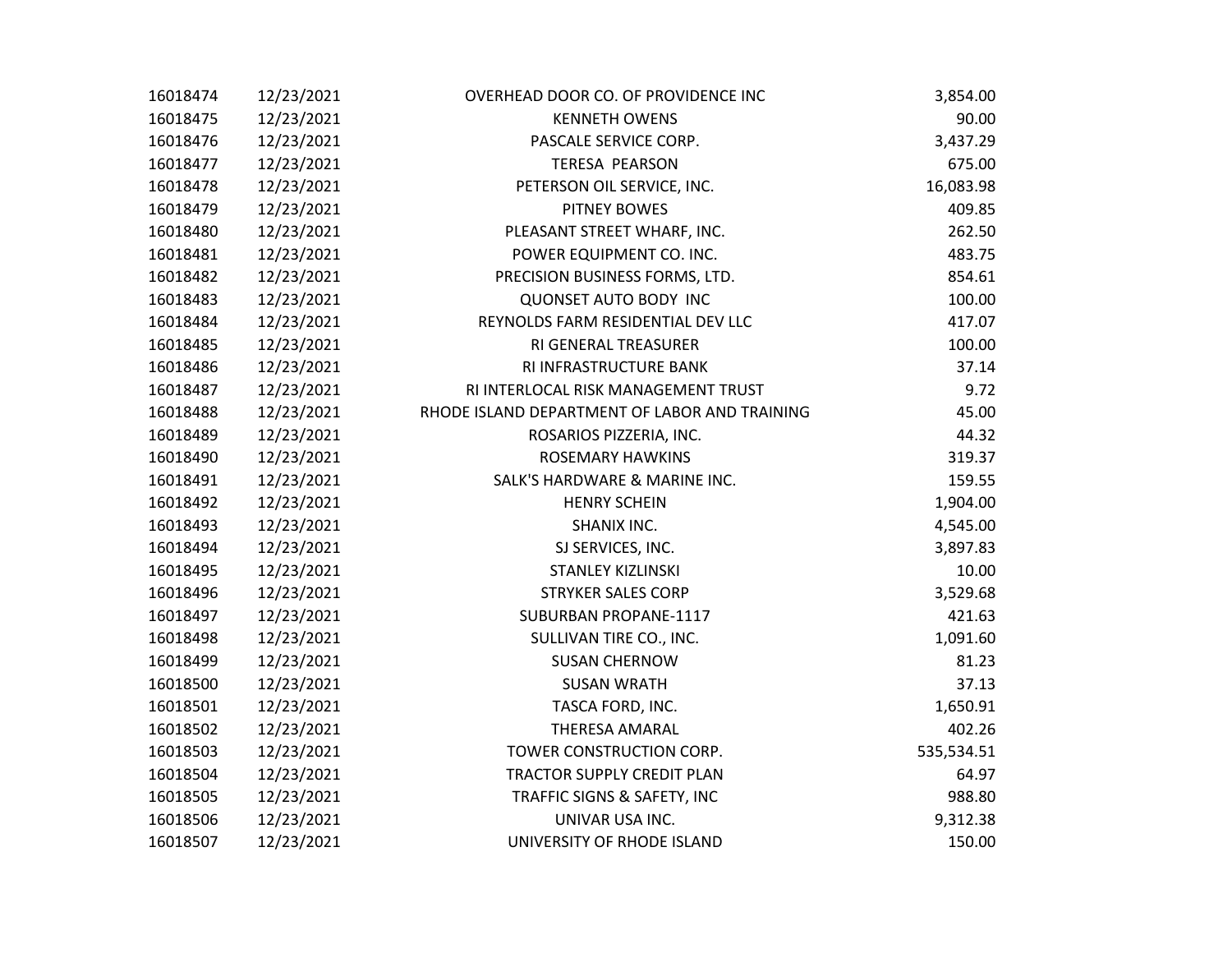| | | | |
|---|---|---|---|
| 16018474 | 12/23/2021 | OVERHEAD DOOR CO. OF PROVIDENCE INC | 3,854.00 |
| 16018475 | 12/23/2021 | KENNETH OWENS | 90.00 |
| 16018476 | 12/23/2021 | PASCALE SERVICE CORP. | 3,437.29 |
| 16018477 | 12/23/2021 | TERESA PEARSON | 675.00 |
| 16018478 | 12/23/2021 | PETERSON OIL SERVICE, INC. | 16,083.98 |
| 16018479 | 12/23/2021 | PITNEY BOWES | 409.85 |
| 16018480 | 12/23/2021 | PLEASANT STREET WHARF, INC. | 262.50 |
| 16018481 | 12/23/2021 | POWER EQUIPMENT CO. INC. | 483.75 |
| 16018482 | 12/23/2021 | PRECISION BUSINESS FORMS, LTD. | 854.61 |
| 16018483 | 12/23/2021 | QUONSET AUTO BODY INC | 100.00 |
| 16018484 | 12/23/2021 | REYNOLDS FARM RESIDENTIAL DEV LLC | 417.07 |
| 16018485 | 12/23/2021 | RI GENERAL TREASURER | 100.00 |
| 16018486 | 12/23/2021 | RI INFRASTRUCTURE BANK | 37.14 |
| 16018487 | 12/23/2021 | RI INTERLOCAL RISK MANAGEMENT TRUST | 9.72 |
| 16018488 | 12/23/2021 | RHODE ISLAND DEPARTMENT OF LABOR AND TRAINING | 45.00 |
| 16018489 | 12/23/2021 | ROSARIOS PIZZERIA, INC. | 44.32 |
| 16018490 | 12/23/2021 | ROSEMARY HAWKINS | 319.37 |
| 16018491 | 12/23/2021 | SALK'S HARDWARE & MARINE INC. | 159.55 |
| 16018492 | 12/23/2021 | HENRY SCHEIN | 1,904.00 |
| 16018493 | 12/23/2021 | SHANIX INC. | 4,545.00 |
| 16018494 | 12/23/2021 | SJ SERVICES, INC. | 3,897.83 |
| 16018495 | 12/23/2021 | STANLEY KIZLINSKI | 10.00 |
| 16018496 | 12/23/2021 | STRYKER SALES CORP | 3,529.68 |
| 16018497 | 12/23/2021 | SUBURBAN PROPANE-1117 | 421.63 |
| 16018498 | 12/23/2021 | SULLIVAN TIRE CO., INC. | 1,091.60 |
| 16018499 | 12/23/2021 | SUSAN CHERNOW | 81.23 |
| 16018500 | 12/23/2021 | SUSAN WRATH | 37.13 |
| 16018501 | 12/23/2021 | TASCA FORD, INC. | 1,650.91 |
| 16018502 | 12/23/2021 | THERESA AMARAL | 402.26 |
| 16018503 | 12/23/2021 | TOWER CONSTRUCTION CORP. | 535,534.51 |
| 16018504 | 12/23/2021 | TRACTOR SUPPLY CREDIT PLAN | 64.97 |
| 16018505 | 12/23/2021 | TRAFFIC SIGNS & SAFETY, INC | 988.80 |
| 16018506 | 12/23/2021 | UNIVAR USA INC. | 9,312.38 |
| 16018507 | 12/23/2021 | UNIVERSITY OF RHODE ISLAND | 150.00 |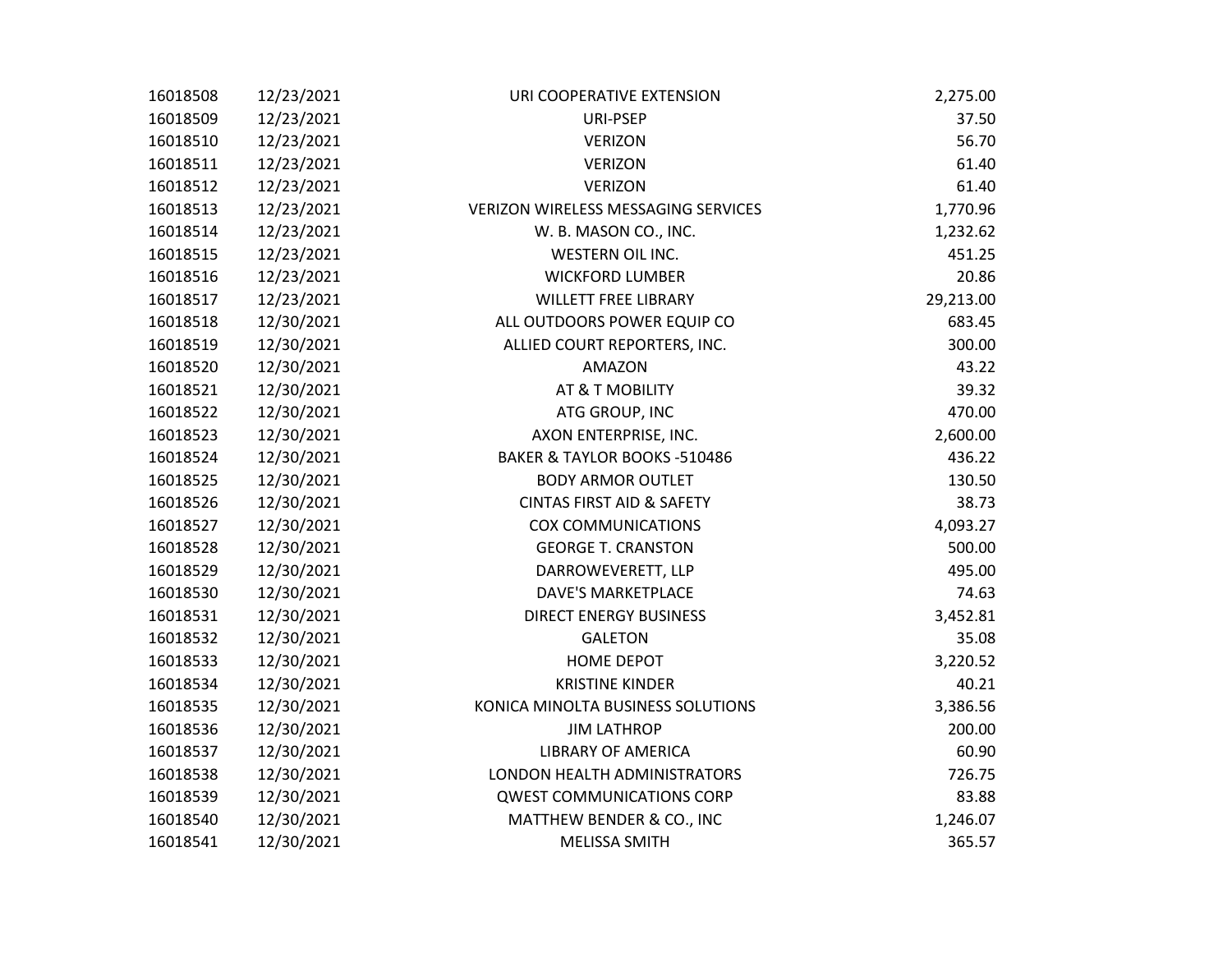| | | | |
|---|---|---|---|
| 16018508 | 12/23/2021 | URI COOPERATIVE EXTENSION | 2,275.00 |
| 16018509 | 12/23/2021 | URI-PSEP | 37.50 |
| 16018510 | 12/23/2021 | VERIZON | 56.70 |
| 16018511 | 12/23/2021 | VERIZON | 61.40 |
| 16018512 | 12/23/2021 | VERIZON | 61.40 |
| 16018513 | 12/23/2021 | VERIZON WIRELESS MESSAGING SERVICES | 1,770.96 |
| 16018514 | 12/23/2021 | W. B. MASON CO., INC. | 1,232.62 |
| 16018515 | 12/23/2021 | WESTERN OIL INC. | 451.25 |
| 16018516 | 12/23/2021 | WICKFORD LUMBER | 20.86 |
| 16018517 | 12/23/2021 | WILLETT FREE LIBRARY | 29,213.00 |
| 16018518 | 12/30/2021 | ALL OUTDOORS POWER EQUIP CO | 683.45 |
| 16018519 | 12/30/2021 | ALLIED COURT REPORTERS, INC. | 300.00 |
| 16018520 | 12/30/2021 | AMAZON | 43.22 |
| 16018521 | 12/30/2021 | AT & T MOBILITY | 39.32 |
| 16018522 | 12/30/2021 | ATG GROUP, INC | 470.00 |
| 16018523 | 12/30/2021 | AXON ENTERPRISE, INC. | 2,600.00 |
| 16018524 | 12/30/2021 | BAKER & TAYLOR BOOKS -510486 | 436.22 |
| 16018525 | 12/30/2021 | BODY ARMOR OUTLET | 130.50 |
| 16018526 | 12/30/2021 | CINTAS FIRST AID & SAFETY | 38.73 |
| 16018527 | 12/30/2021 | COX COMMUNICATIONS | 4,093.27 |
| 16018528 | 12/30/2021 | GEORGE T. CRANSTON | 500.00 |
| 16018529 | 12/30/2021 | DARROWEVERETT, LLP | 495.00 |
| 16018530 | 12/30/2021 | DAVE'S MARKETPLACE | 74.63 |
| 16018531 | 12/30/2021 | DIRECT ENERGY BUSINESS | 3,452.81 |
| 16018532 | 12/30/2021 | GALETON | 35.08 |
| 16018533 | 12/30/2021 | HOME DEPOT | 3,220.52 |
| 16018534 | 12/30/2021 | KRISTINE KINDER | 40.21 |
| 16018535 | 12/30/2021 | KONICA MINOLTA BUSINESS SOLUTIONS | 3,386.56 |
| 16018536 | 12/30/2021 | JIM LATHROP | 200.00 |
| 16018537 | 12/30/2021 | LIBRARY OF AMERICA | 60.90 |
| 16018538 | 12/30/2021 | LONDON HEALTH ADMINISTRATORS | 726.75 |
| 16018539 | 12/30/2021 | QWEST COMMUNICATIONS CORP | 83.88 |
| 16018540 | 12/30/2021 | MATTHEW BENDER & CO., INC | 1,246.07 |
| 16018541 | 12/30/2021 | MELISSA SMITH | 365.57 |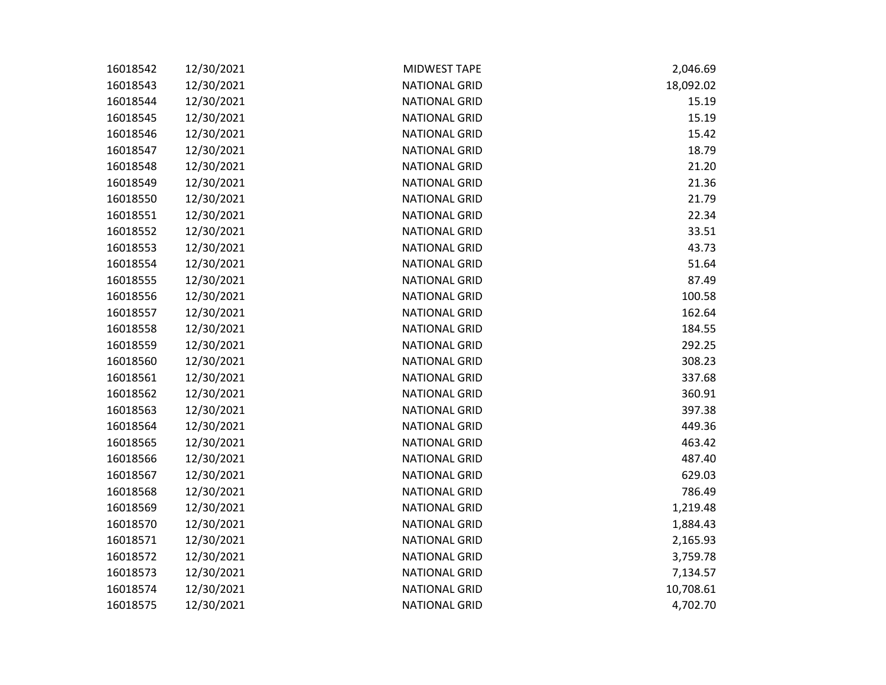| | | | |
|---|---|---|---|
| 16018542 | 12/30/2021 | MIDWEST TAPE | 2,046.69 |
| 16018543 | 12/30/2021 | NATIONAL GRID | 18,092.02 |
| 16018544 | 12/30/2021 | NATIONAL GRID | 15.19 |
| 16018545 | 12/30/2021 | NATIONAL GRID | 15.19 |
| 16018546 | 12/30/2021 | NATIONAL GRID | 15.42 |
| 16018547 | 12/30/2021 | NATIONAL GRID | 18.79 |
| 16018548 | 12/30/2021 | NATIONAL GRID | 21.20 |
| 16018549 | 12/30/2021 | NATIONAL GRID | 21.36 |
| 16018550 | 12/30/2021 | NATIONAL GRID | 21.79 |
| 16018551 | 12/30/2021 | NATIONAL GRID | 22.34 |
| 16018552 | 12/30/2021 | NATIONAL GRID | 33.51 |
| 16018553 | 12/30/2021 | NATIONAL GRID | 43.73 |
| 16018554 | 12/30/2021 | NATIONAL GRID | 51.64 |
| 16018555 | 12/30/2021 | NATIONAL GRID | 87.49 |
| 16018556 | 12/30/2021 | NATIONAL GRID | 100.58 |
| 16018557 | 12/30/2021 | NATIONAL GRID | 162.64 |
| 16018558 | 12/30/2021 | NATIONAL GRID | 184.55 |
| 16018559 | 12/30/2021 | NATIONAL GRID | 292.25 |
| 16018560 | 12/30/2021 | NATIONAL GRID | 308.23 |
| 16018561 | 12/30/2021 | NATIONAL GRID | 337.68 |
| 16018562 | 12/30/2021 | NATIONAL GRID | 360.91 |
| 16018563 | 12/30/2021 | NATIONAL GRID | 397.38 |
| 16018564 | 12/30/2021 | NATIONAL GRID | 449.36 |
| 16018565 | 12/30/2021 | NATIONAL GRID | 463.42 |
| 16018566 | 12/30/2021 | NATIONAL GRID | 487.40 |
| 16018567 | 12/30/2021 | NATIONAL GRID | 629.03 |
| 16018568 | 12/30/2021 | NATIONAL GRID | 786.49 |
| 16018569 | 12/30/2021 | NATIONAL GRID | 1,219.48 |
| 16018570 | 12/30/2021 | NATIONAL GRID | 1,884.43 |
| 16018571 | 12/30/2021 | NATIONAL GRID | 2,165.93 |
| 16018572 | 12/30/2021 | NATIONAL GRID | 3,759.78 |
| 16018573 | 12/30/2021 | NATIONAL GRID | 7,134.57 |
| 16018574 | 12/30/2021 | NATIONAL GRID | 10,708.61 |
| 16018575 | 12/30/2021 | NATIONAL GRID | 4,702.70 |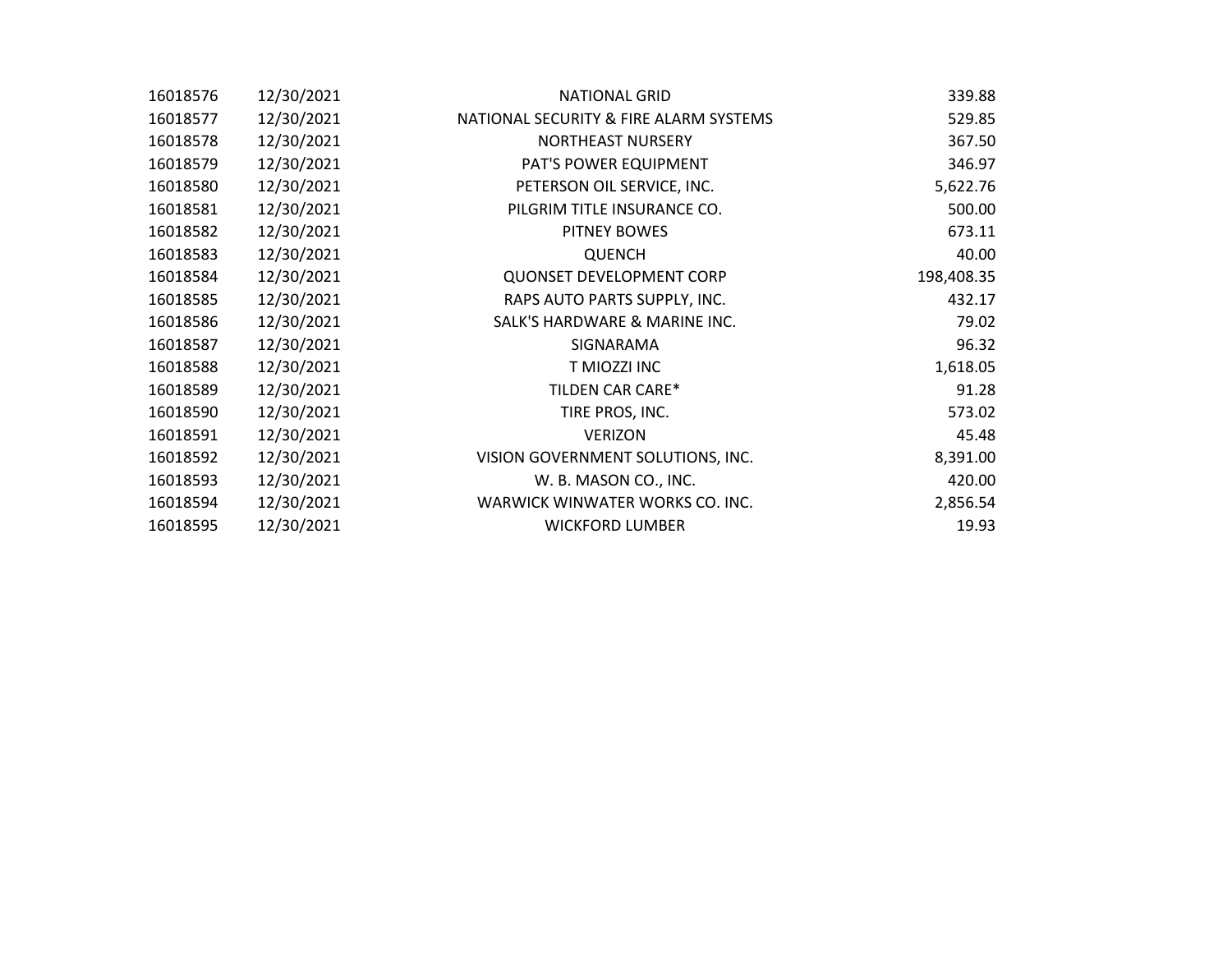| | | | |
|---|---|---|---|
| 16018576 | 12/30/2021 | NATIONAL GRID | 339.88 |
| 16018577 | 12/30/2021 | NATIONAL SECURITY & FIRE ALARM SYSTEMS | 529.85 |
| 16018578 | 12/30/2021 | NORTHEAST NURSERY | 367.50 |
| 16018579 | 12/30/2021 | PAT'S POWER EQUIPMENT | 346.97 |
| 16018580 | 12/30/2021 | PETERSON OIL SERVICE, INC. | 5,622.76 |
| 16018581 | 12/30/2021 | PILGRIM TITLE INSURANCE CO. | 500.00 |
| 16018582 | 12/30/2021 | PITNEY BOWES | 673.11 |
| 16018583 | 12/30/2021 | QUENCH | 40.00 |
| 16018584 | 12/30/2021 | QUONSET DEVELOPMENT CORP | 198,408.35 |
| 16018585 | 12/30/2021 | RAPS AUTO PARTS SUPPLY, INC. | 432.17 |
| 16018586 | 12/30/2021 | SALK'S HARDWARE & MARINE INC. | 79.02 |
| 16018587 | 12/30/2021 | SIGNARAMA | 96.32 |
| 16018588 | 12/30/2021 | T MIOZZI INC | 1,618.05 |
| 16018589 | 12/30/2021 | TILDEN CAR CARE* | 91.28 |
| 16018590 | 12/30/2021 | TIRE PROS, INC. | 573.02 |
| 16018591 | 12/30/2021 | VERIZON | 45.48 |
| 16018592 | 12/30/2021 | VISION GOVERNMENT SOLUTIONS, INC. | 8,391.00 |
| 16018593 | 12/30/2021 | W. B. MASON CO., INC. | 420.00 |
| 16018594 | 12/30/2021 | WARWICK WINWATER WORKS CO. INC. | 2,856.54 |
| 16018595 | 12/30/2021 | WICKFORD LUMBER | 19.93 |